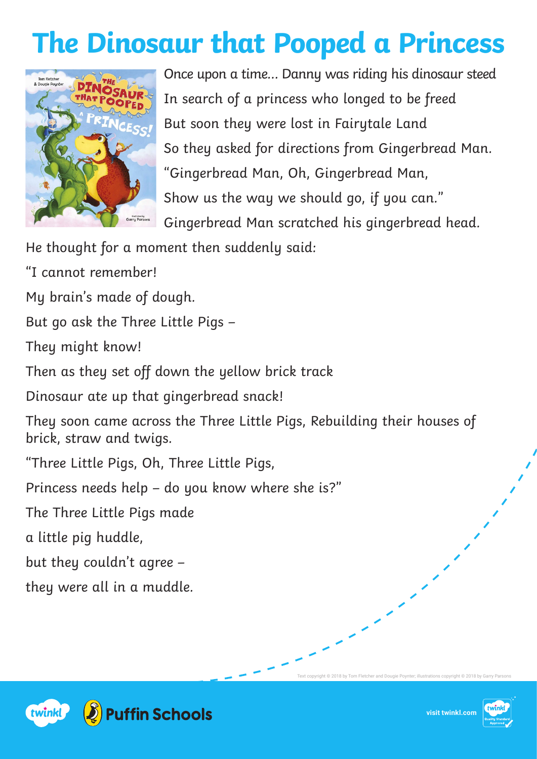# The Dinosaur that Pooped a Princess

Once upon a time... Danny was riding his dinosaur steed

In search of a princess who longed to be freed

But soon they were lost in Fairytale Land

So they asked for directions from Gingerbread Man.

"Gingerbread Man, Oh, Gingerbread Man,

Show us the way we should go, if you can."

Gingerbread Man scratched his gingerbread head.

He thought for a moment then suddenly said:

"I cannot remember!

My brain's made of dough.

But go ask the Three Little Pigs –

They might know!

Then as they set off down the yellow brick track

Dinosaur ate up that gingerbread snack!

They soon came across the Three Little Pigs, Rebuilding their houses of brick, straw and twigs.

"Three Little Pigs, Oh, Three Little Pigs,

Princess needs help – do you know where she is?"

The Three Little Pigs made

a little pig huddle,

but they couldn't agree –

they were all in a muddle.

Text copyright © 2018 by Tom Fletcher and Dougie Poynter; illustrations copyright © 2018 by Garry Parsons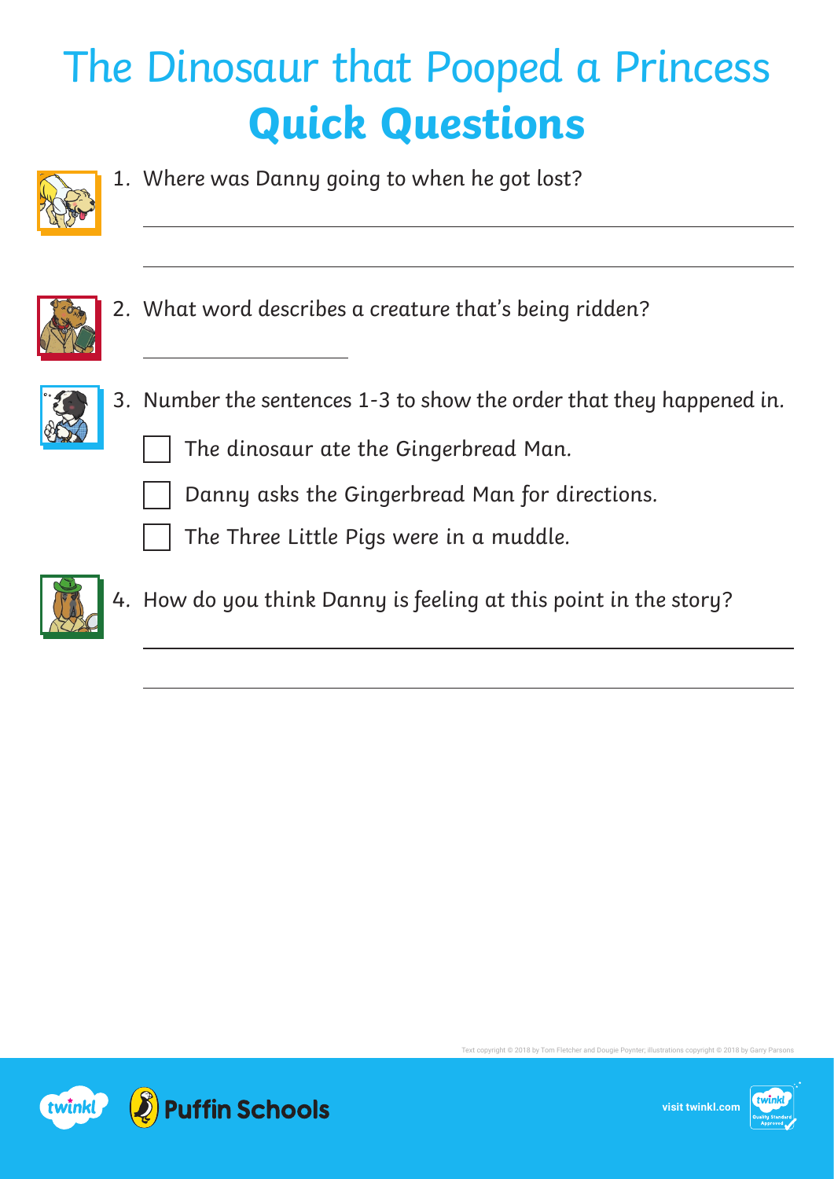# The Dinosaur that Pooped a Princess

## Quick Questions

1. Where was Danny going to when he got lost?

_______________________________________________

_______________________________________________

2. What word describes a creature that's being ridden?

_______________

3. Number the sentences 1-3 to show the order that they happened in.

- [ ] The dinosaur ate the Gingerbread Man.
- [ ] Danny asks the Gingerbread Man for directions.
- [ ] The Three Little Pigs were in a muddle.

4. How do you think Danny is feeling at this point in the story?

_______________________________________________

_______________________________________________

Text copyright © 2018 by Tom Fletcher and Dougie Poynter; illustrations copyright © 2018 by Garry Parsons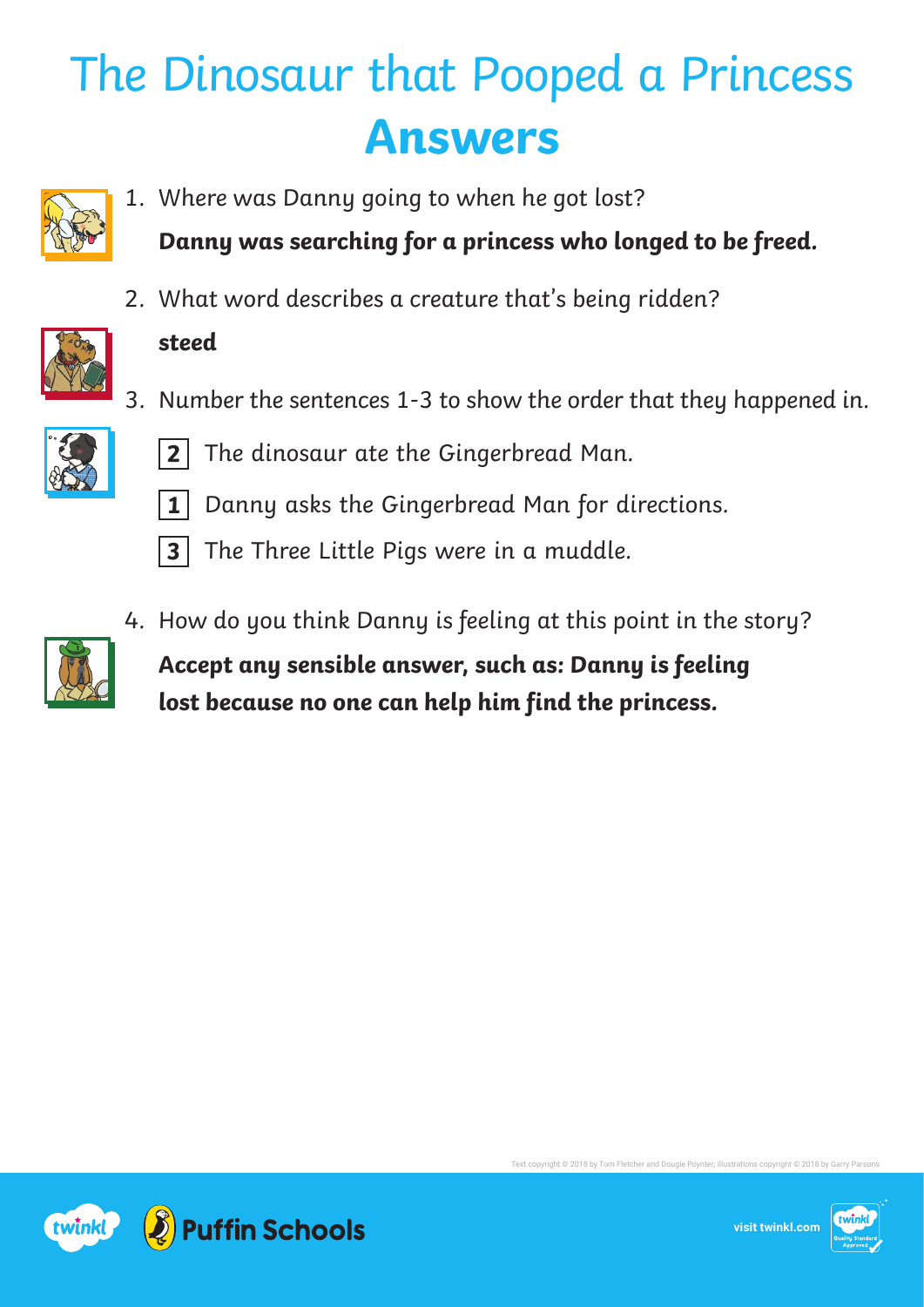# The Dinosaur that Pooped a Princess

## Answers

1. Where was Danny going to when he got lost?

   **Danny was searching for a princess who longed to be freed.**

2. What word describes a creature that's being ridden?

   **steed**

3. Number the sentences 1-3 to show the order that they happened in.

   **2** The dinosaur ate the Gingerbread Man.

   **1** Danny asks the Gingerbread Man for directions.

   **3** The Three Little Pigs were in a muddle.

4. How do you think Danny is feeling at this point in the story?

   **Accept any sensible answer, such as: Danny is feeling lost because no one can help him find the princess.**

Text copyright © 2018 by Tom Fletcher and Dougie Poynter; illustrations copyright © 2018 by Garry Parsons